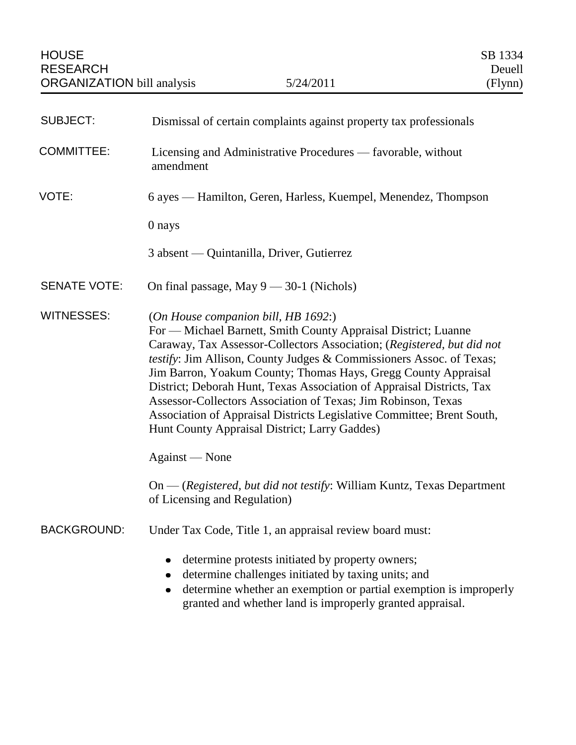HOUSE RESEARCH ORGANIZATION bill analysis — 5/24/2011 — SB 1334 Deuell (Flynn)

**SUBJECT:** Dismissal of certain complaints against property tax professionals

**COMMITTEE:** Licensing and Administrative Procedures — favorable, without amendment

**VOTE:** 6 ayes — Hamilton, Geren, Harless, Kuempel, Menendez, Thompson

0 nays

3 absent — Quintanilla, Driver, Gutierrez

**SENATE VOTE:** On final passage, May 9 — 30-1 (Nichols)

**WITNESSES:** (*On House companion bill, HB 1692*:)
For — Michael Barnett, Smith County Appraisal District; Luanne Caraway, Tax Assessor-Collectors Association; (*Registered, but did not testify*: Jim Allison, County Judges & Commissioners Assoc. of Texas; Jim Barron, Yoakum County; Thomas Hays, Gregg County Appraisal District; Deborah Hunt, Texas Association of Appraisal Districts, Tax Assessor-Collectors Association of Texas; Jim Robinson, Texas Association of Appraisal Districts Legislative Committee; Brent South, Hunt County Appraisal District; Larry Gaddes)

Against — None

On — (*Registered, but did not testify*: William Kuntz, Texas Department of Licensing and Regulation)

**BACKGROUND:** Under Tax Code, Title 1, an appraisal review board must:

- determine protests initiated by property owners;
- determine challenges initiated by taxing units; and
- determine whether an exemption or partial exemption is improperly granted and whether land is improperly granted appraisal.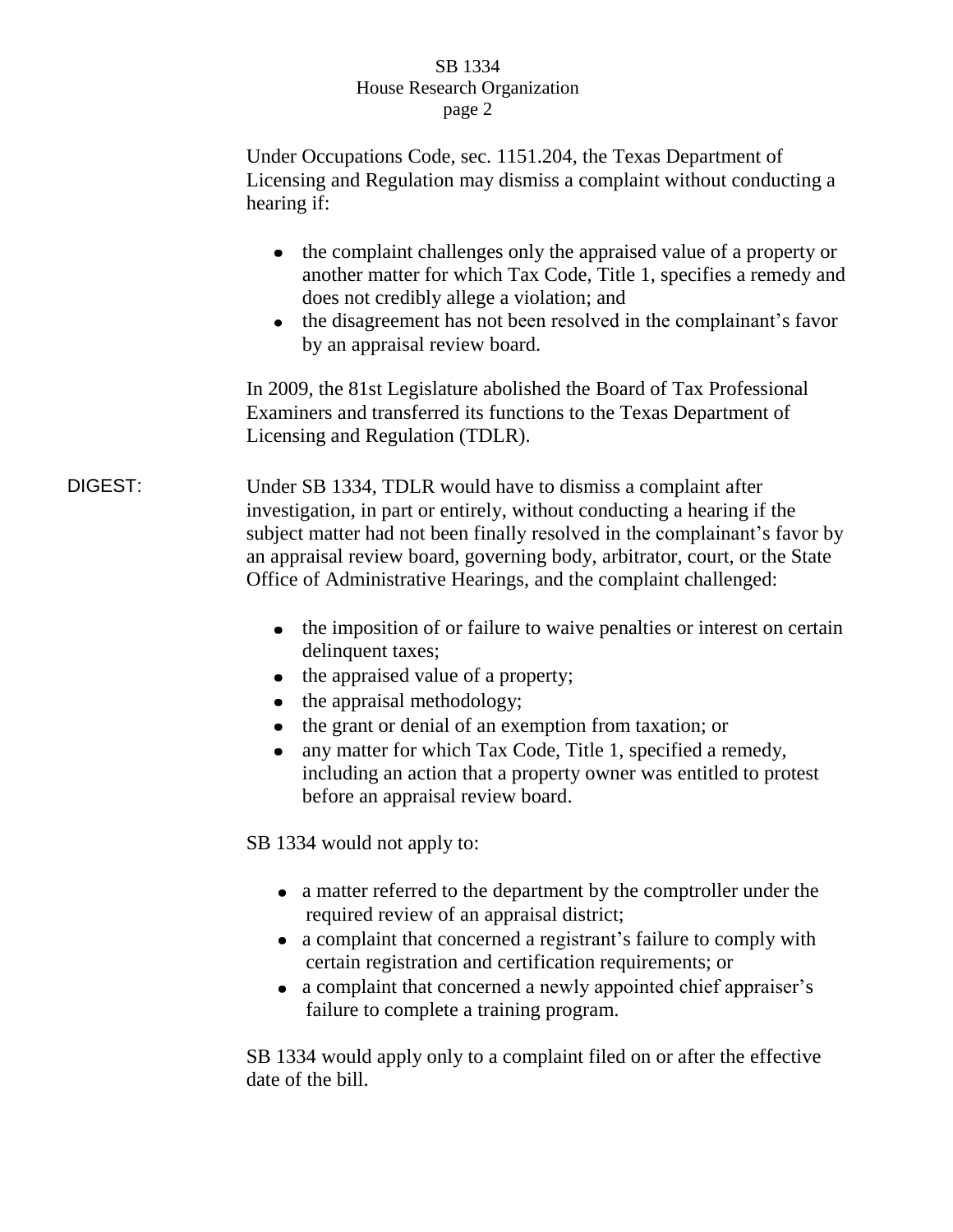Under Occupations Code, sec. 1151.204, the Texas Department of Licensing and Regulation may dismiss a complaint without conducting a hearing if:

- the complaint challenges only the appraised value of a property or another matter for which Tax Code, Title 1, specifies a remedy and does not credibly allege a violation; and
- the disagreement has not been resolved in the complainant's favor by an appraisal review board.

In 2009, the 81st Legislature abolished the Board of Tax Professional Examiners and transferred its functions to the Texas Department of Licensing and Regulation (TDLR).

**DIGEST:** Under SB 1334, TDLR would have to dismiss a complaint after investigation, in part or entirely, without conducting a hearing if the subject matter had not been finally resolved in the complainant's favor by an appraisal review board, governing body, arbitrator, court, or the State Office of Administrative Hearings, and the complaint challenged:

- the imposition of or failure to waive penalties or interest on certain delinquent taxes;
- the appraised value of a property;
- the appraisal methodology;
- the grant or denial of an exemption from taxation; or
- any matter for which Tax Code, Title 1, specified a remedy, including an action that a property owner was entitled to protest before an appraisal review board.

SB 1334 would not apply to:

- a matter referred to the department by the comptroller under the required review of an appraisal district;
- a complaint that concerned a registrant's failure to comply with certain registration and certification requirements; or
- a complaint that concerned a newly appointed chief appraiser's failure to complete a training program.

SB 1334 would apply only to a complaint filed on or after the effective date of the bill.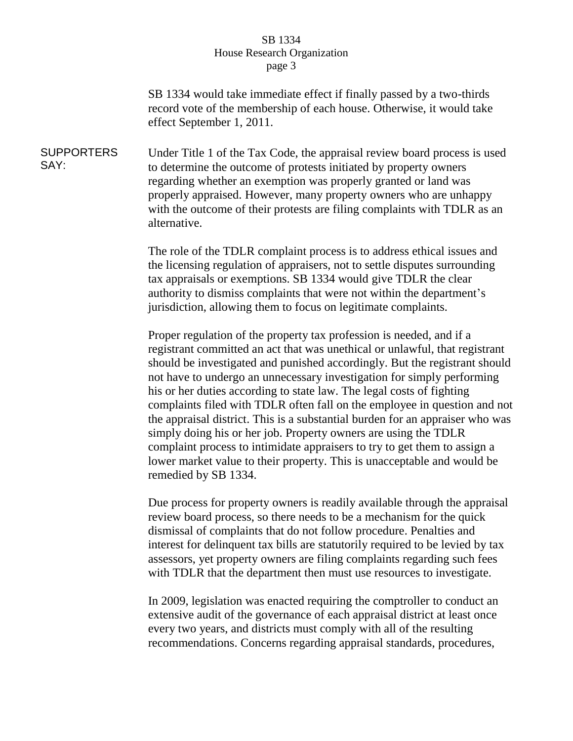SB 1334 would take immediate effect if finally passed by a two-thirds record vote of the membership of each house. Otherwise, it would take effect September 1, 2011.

**SUPPORTERS SAY:**

Under Title 1 of the Tax Code, the appraisal review board process is used to determine the outcome of protests initiated by property owners regarding whether an exemption was properly granted or land was properly appraised. However, many property owners who are unhappy with the outcome of their protests are filing complaints with TDLR as an alternative.

The role of the TDLR complaint process is to address ethical issues and the licensing regulation of appraisers, not to settle disputes surrounding tax appraisals or exemptions. SB 1334 would give TDLR the clear authority to dismiss complaints that were not within the department's jurisdiction, allowing them to focus on legitimate complaints.

Proper regulation of the property tax profession is needed, and if a registrant committed an act that was unethical or unlawful, that registrant should be investigated and punished accordingly. But the registrant should not have to undergo an unnecessary investigation for simply performing his or her duties according to state law. The legal costs of fighting complaints filed with TDLR often fall on the employee in question and not the appraisal district. This is a substantial burden for an appraiser who was simply doing his or her job. Property owners are using the TDLR complaint process to intimidate appraisers to try to get them to assign a lower market value to their property. This is unacceptable and would be remedied by SB 1334.

Due process for property owners is readily available through the appraisal review board process, so there needs to be a mechanism for the quick dismissal of complaints that do not follow procedure. Penalties and interest for delinquent tax bills are statutorily required to be levied by tax assessors, yet property owners are filing complaints regarding such fees with TDLR that the department then must use resources to investigate.

In 2009, legislation was enacted requiring the comptroller to conduct an extensive audit of the governance of each appraisal district at least once every two years, and districts must comply with all of the resulting recommendations. Concerns regarding appraisal standards, procedures,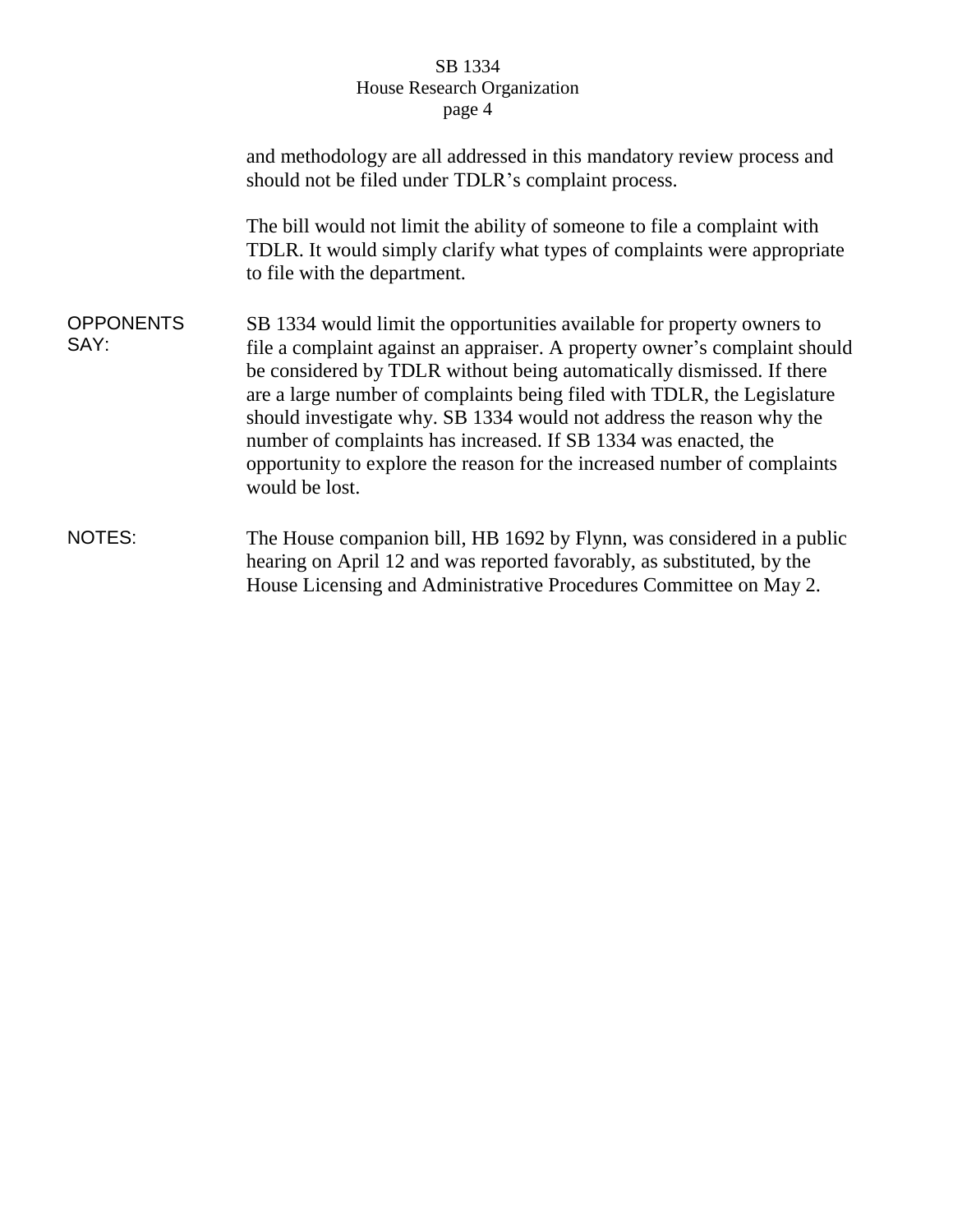and methodology are all addressed in this mandatory review process and should not be filed under TDLR's complaint process.

The bill would not limit the ability of someone to file a complaint with TDLR. It would simply clarify what types of complaints were appropriate to file with the department.

**OPPONENTS SAY:** SB 1334 would limit the opportunities available for property owners to file a complaint against an appraiser. A property owner's complaint should be considered by TDLR without being automatically dismissed. If there are a large number of complaints being filed with TDLR, the Legislature should investigate why. SB 1334 would not address the reason why the number of complaints has increased. If SB 1334 was enacted, the opportunity to explore the reason for the increased number of complaints would be lost.

**NOTES:** The House companion bill, HB 1692 by Flynn, was considered in a public hearing on April 12 and was reported favorably, as substituted, by the House Licensing and Administrative Procedures Committee on May 2.